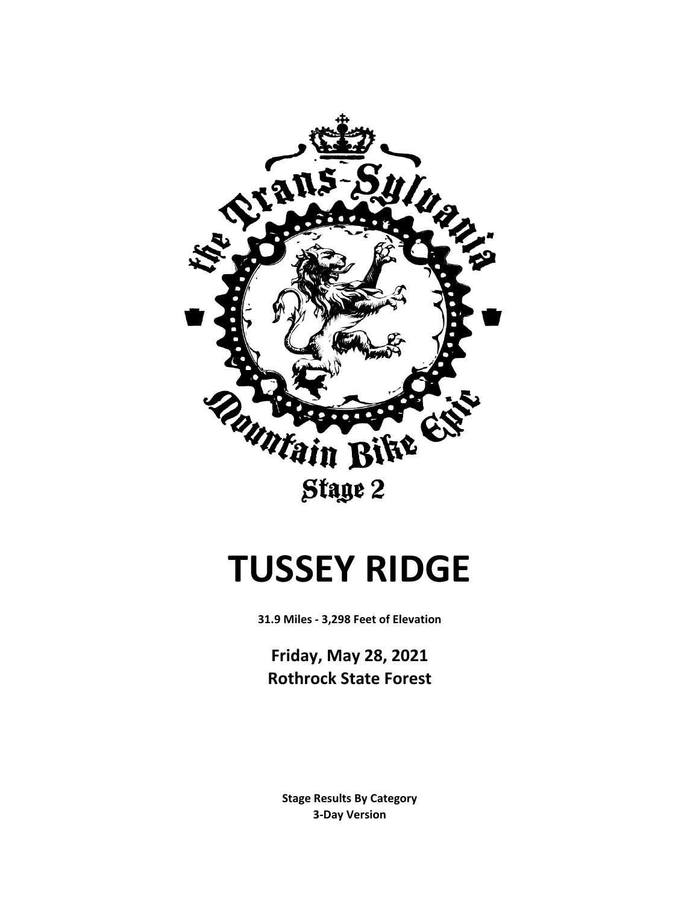# TUSSEY RIDGE

**31.9 Miles - 3,298 Feet of Elevation**

**Friday, May 28, 2021**
**Rothrock State Forest**

**Stage Results By Category**
**3-Day Version**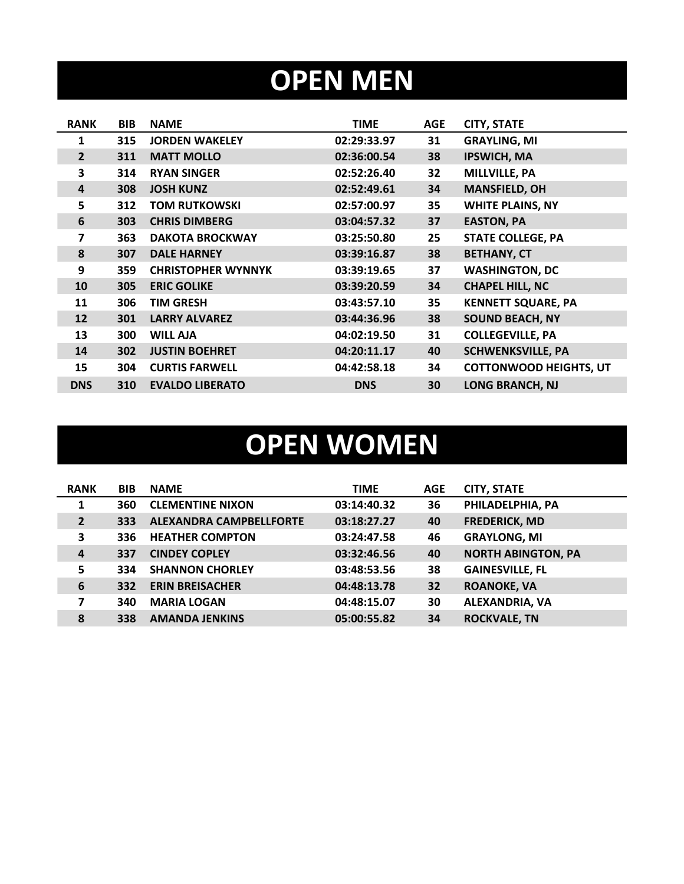# OPEN MEN

| RANK | BIB | NAME | TIME | AGE | CITY, STATE |
|---|---|---|---|---|---|
| 1 | 315 | JORDEN WAKELEY | 02:29:33.97 | 31 | GRAYLING, MI |
| 2 | 311 | MATT MOLLO | 02:36:00.54 | 38 | IPSWICH, MA |
| 3 | 314 | RYAN SINGER | 02:52:26.40 | 32 | MILLVILLE, PA |
| 4 | 308 | JOSH KUNZ | 02:52:49.61 | 34 | MANSFIELD, OH |
| 5 | 312 | TOM RUTKOWSKI | 02:57:00.97 | 35 | WHITE PLAINS, NY |
| 6 | 303 | CHRIS DIMBERG | 03:04:57.32 | 37 | EASTON, PA |
| 7 | 363 | DAKOTA BROCKWAY | 03:25:50.80 | 25 | STATE COLLEGE, PA |
| 8 | 307 | DALE HARNEY | 03:39:16.87 | 38 | BETHANY, CT |
| 9 | 359 | CHRISTOPHER WYNNYK | 03:39:19.65 | 37 | WASHINGTON, DC |
| 10 | 305 | ERIC GOLIKE | 03:39:20.59 | 34 | CHAPEL HILL, NC |
| 11 | 306 | TIM GRESH | 03:43:57.10 | 35 | KENNETT SQUARE, PA |
| 12 | 301 | LARRY ALVAREZ | 03:44:36.96 | 38 | SOUND BEACH, NY |
| 13 | 300 | WILL AJA | 04:02:19.50 | 31 | COLLEGEVILLE, PA |
| 14 | 302 | JUSTIN BOEHRET | 04:20:11.17 | 40 | SCHWENKSVILLE, PA |
| 15 | 304 | CURTIS FARWELL | 04:42:58.18 | 34 | COTTONWOOD HEIGHTS, UT |
| DNS | 310 | EVALDO LIBERATO | DNS | 30 | LONG BRANCH, NJ |

# OPEN WOMEN

| RANK | BIB | NAME | TIME | AGE | CITY, STATE |
|---|---|---|---|---|---|
| 1 | 360 | CLEMENTINE NIXON | 03:14:40.32 | 36 | PHILADELPHIA, PA |
| 2 | 333 | ALEXANDRA CAMPBELLFORTE | 03:18:27.27 | 40 | FREDERICK, MD |
| 3 | 336 | HEATHER COMPTON | 03:24:47.58 | 46 | GRAYLONG, MI |
| 4 | 337 | CINDEY COPLEY | 03:32:46.56 | 40 | NORTH ABINGTON, PA |
| 5 | 334 | SHANNON CHORLEY | 03:48:53.56 | 38 | GAINESVILLE, FL |
| 6 | 332 | ERIN BREISACHER | 04:48:13.78 | 32 | ROANOKE, VA |
| 7 | 340 | MARIA LOGAN | 04:48:15.07 | 30 | ALEXANDRIA, VA |
| 8 | 338 | AMANDA JENKINS | 05:00:55.82 | 34 | ROCKVALE, TN |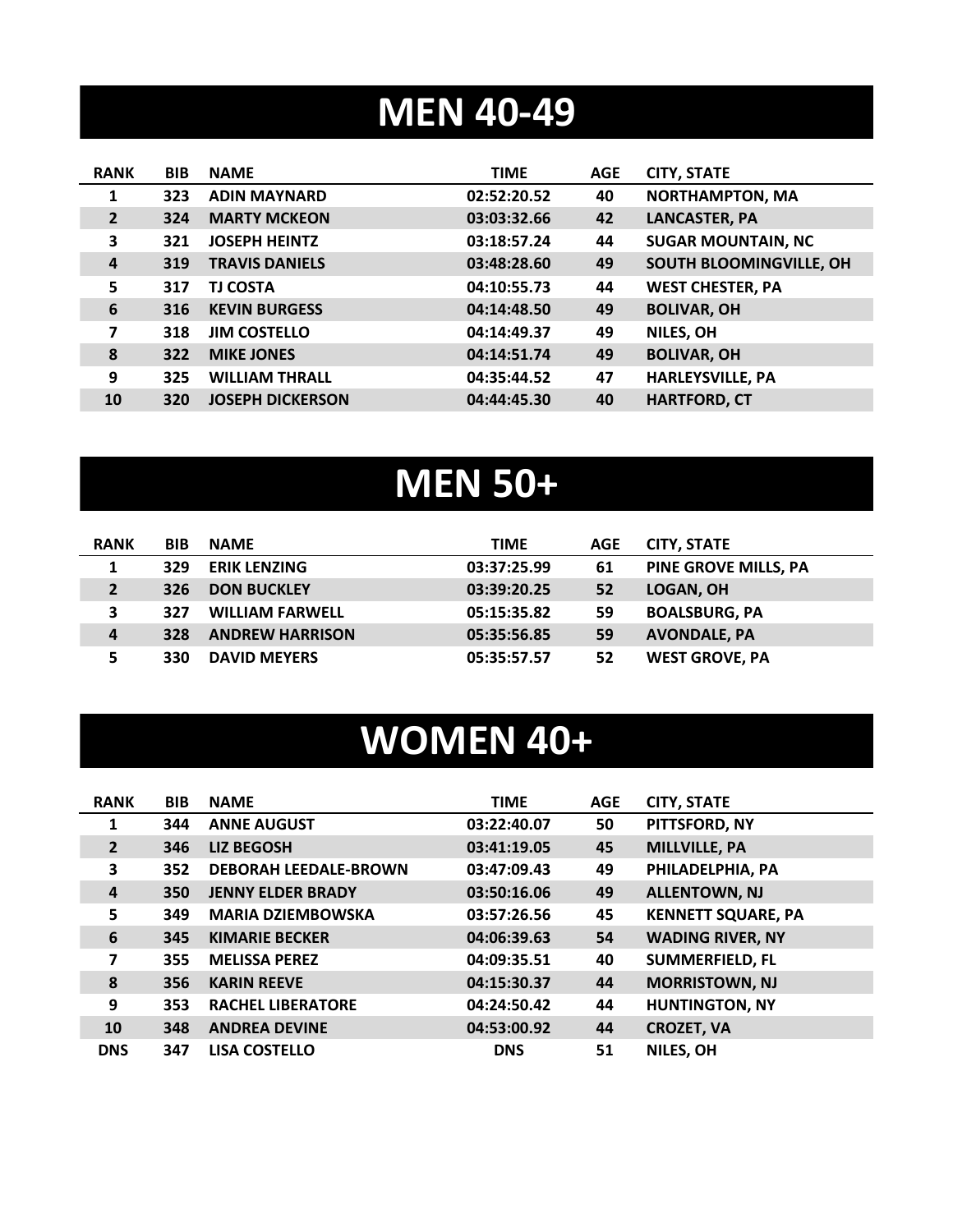# MEN 40-49

| RANK | BIB | NAME | TIME | AGE | CITY, STATE |
|---|---|---|---|---|---|
| 1 | 323 | ADIN MAYNARD | 02:52:20.52 | 40 | NORTHAMPTON, MA |
| 2 | 324 | MARTY MCKEON | 03:03:32.66 | 42 | LANCASTER, PA |
| 3 | 321 | JOSEPH HEINTZ | 03:18:57.24 | 44 | SUGAR MOUNTAIN, NC |
| 4 | 319 | TRAVIS DANIELS | 03:48:28.60 | 49 | SOUTH BLOOMINGVILLE, OH |
| 5 | 317 | TJ COSTA | 04:10:55.73 | 44 | WEST CHESTER, PA |
| 6 | 316 | KEVIN BURGESS | 04:14:48.50 | 49 | BOLIVAR, OH |
| 7 | 318 | JIM COSTELLO | 04:14:49.37 | 49 | NILES, OH |
| 8 | 322 | MIKE JONES | 04:14:51.74 | 49 | BOLIVAR, OH |
| 9 | 325 | WILLIAM THRALL | 04:35:44.52 | 47 | HARLEYSVILLE, PA |
| 10 | 320 | JOSEPH DICKERSON | 04:44:45.30 | 40 | HARTFORD, CT |

# MEN 50+

| RANK | BIB | NAME | TIME | AGE | CITY, STATE |
|---|---|---|---|---|---|
| 1 | 329 | ERIK LENZING | 03:37:25.99 | 61 | PINE GROVE MILLS, PA |
| 2 | 326 | DON BUCKLEY | 03:39:20.25 | 52 | LOGAN, OH |
| 3 | 327 | WILLIAM FARWELL | 05:15:35.82 | 59 | BOALSBURG, PA |
| 4 | 328 | ANDREW HARRISON | 05:35:56.85 | 59 | AVONDALE, PA |
| 5 | 330 | DAVID MEYERS | 05:35:57.57 | 52 | WEST GROVE, PA |

# WOMEN 40+

| RANK | BIB | NAME | TIME | AGE | CITY, STATE |
|---|---|---|---|---|---|
| 1 | 344 | ANNE AUGUST | 03:22:40.07 | 50 | PITTSFORD, NY |
| 2 | 346 | LIZ BEGOSH | 03:41:19.05 | 45 | MILLVILLE, PA |
| 3 | 352 | DEBORAH LEEDALE-BROWN | 03:47:09.43 | 49 | PHILADELPHIA, PA |
| 4 | 350 | JENNY ELDER BRADY | 03:50:16.06 | 49 | ALLENTOWN, NJ |
| 5 | 349 | MARIA DZIEMBOWSKA | 03:57:26.56 | 45 | KENNETT SQUARE, PA |
| 6 | 345 | KIMARIE BECKER | 04:06:39.63 | 54 | WADING RIVER, NY |
| 7 | 355 | MELISSA PEREZ | 04:09:35.51 | 40 | SUMMERFIELD, FL |
| 8 | 356 | KARIN REEVE | 04:15:30.37 | 44 | MORRISTOWN, NJ |
| 9 | 353 | RACHEL LIBERATORE | 04:24:50.42 | 44 | HUNTINGTON, NY |
| 10 | 348 | ANDREA DEVINE | 04:53:00.92 | 44 | CROZET, VA |
| DNS | 347 | LISA COSTELLO | DNS | 51 | NILES, OH |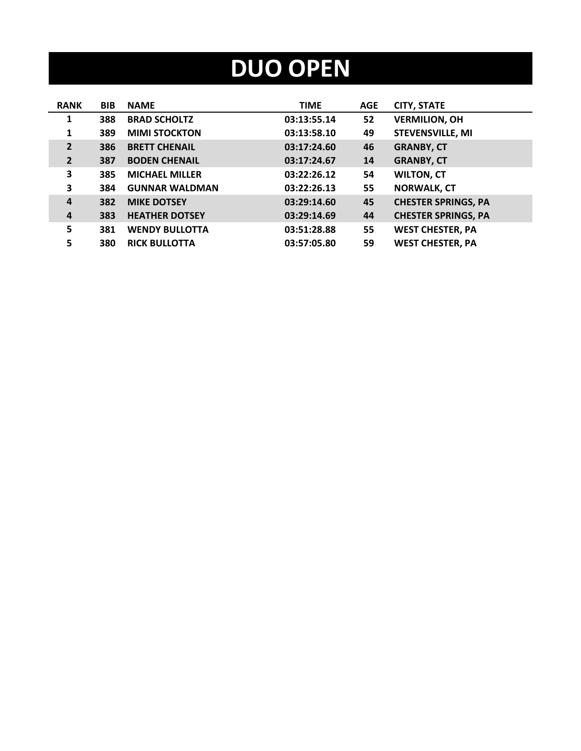# DUO OPEN

| RANK | BIB | NAME | TIME | AGE | CITY, STATE |
|---|---|---|---|---|---|
| 1 | 388 | BRAD SCHOLTZ | 03:13:55.14 | 52 | VERMILION, OH |
| 1 | 389 | MIMI STOCKTON | 03:13:58.10 | 49 | STEVENSVILLE, MI |
| 2 | 386 | BRETT CHENAIL | 03:17:24.60 | 46 | GRANBY, CT |
| 2 | 387 | BODEN CHENAIL | 03:17:24.67 | 14 | GRANBY, CT |
| 3 | 385 | MICHAEL MILLER | 03:22:26.12 | 54 | WILTON, CT |
| 3 | 384 | GUNNAR WALDMAN | 03:22:26.13 | 55 | NORWALK, CT |
| 4 | 382 | MIKE DOTSEY | 03:29:14.60 | 45 | CHESTER SPRINGS, PA |
| 4 | 383 | HEATHER DOTSEY | 03:29:14.69 | 44 | CHESTER SPRINGS, PA |
| 5 | 381 | WENDY BULLOTTA | 03:51:28.88 | 55 | WEST CHESTER, PA |
| 5 | 380 | RICK BULLOTTA | 03:57:05.80 | 59 | WEST CHESTER, PA |